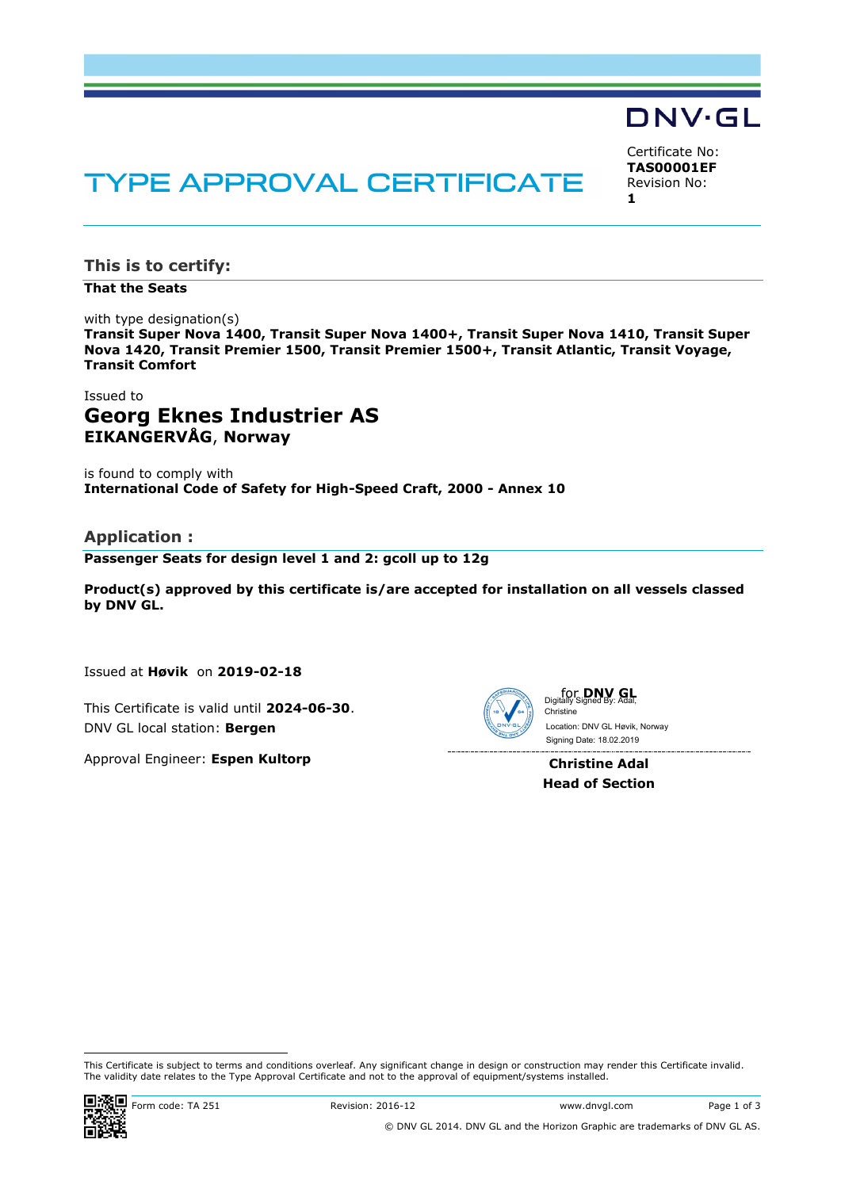DNV·GL

# TYPE APPROVAL CERTIFICATE

Certificate No:
**TAS00001EF**
Revision No:
**1**

## This is to certify:

**That the Seats**

with type designation(s)
**Transit Super Nova 1400, Transit Super Nova 1400+, Transit Super Nova 1410, Transit Super Nova 1420, Transit Premier 1500, Transit Premier 1500+, Transit Atlantic, Transit Voyage, Transit Comfort**

Issued to
**Georg Eknes Industrier AS**
**EIKANGERVÅG**, **Norway**

is found to comply with
**International Code of Safety for High-Speed Craft, 2000 - Annex 10**

## Application :

**Passenger Seats for design level 1 and 2: gcoll up to 12g**

**Product(s) approved by this certificate is/are accepted for installation on all vessels classed by DNV GL.**

Issued at **Høvik** on **2019-02-18**

This Certificate is valid until **2024-06-30**.
DNV GL local station: **Bergen**

Approval Engineer: **Espen Kultorp**

for **DNV GL**
Digitally Signed By: Adal, Christine
Location: DNV GL Høvik, Norway
Signing Date: 18.02.2019

**Christine Adal**
**Head of Section**

This Certificate is subject to terms and conditions overleaf. Any significant change in design or construction may render this Certificate invalid. The validity date relates to the Type Approval Certificate and not to the approval of equipment/systems installed.

Form code: TA 251 Revision: 2016-12 www.dnvgl.com

© DNV GL 2014. DNV GL and the Horizon Graphic are trademarks of DNV GL AS.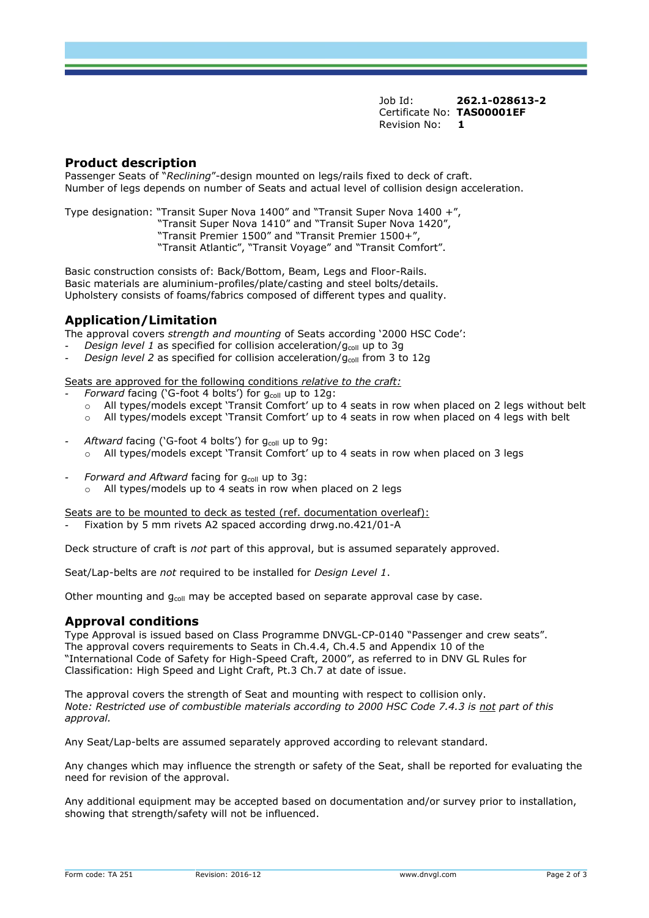Job Id: **262.1-028613-2**
Certificate No: **TAS00001EF**
Revision No: **1**

## Product description

Passenger Seats of "*Reclining*"-design mounted on legs/rails fixed to deck of craft.
Number of legs depends on number of Seats and actual level of collision design acceleration.

Type designation: "Transit Super Nova 1400" and "Transit Super Nova 1400 +",
"Transit Super Nova 1410" and "Transit Super Nova 1420",
"Transit Premier 1500" and "Transit Premier 1500+",
"Transit Atlantic", "Transit Voyage" and "Transit Comfort".

Basic construction consists of: Back/Bottom, Beam, Legs and Floor-Rails.
Basic materials are aluminium-profiles/plate/casting and steel bolts/details.
Upholstery consists of foams/fabrics composed of different types and quality.

## Application/Limitation

The approval covers *strength and mounting* of Seats according '2000 HSC Code':

- *Design level 1* as specified for collision acceleration/$g_{coll}$ up to 3g
- *Design level 2* as specified for collision acceleration/$g_{coll}$ from 3 to 12g

Seats are approved for the following conditions *relative to the craft:*

- *Forward* facing ('G-foot 4 bolts') for $g_{coll}$ up to 12g:
  - All types/models except 'Transit Comfort' up to 4 seats in row when placed on 2 legs without belt
  - All types/models except 'Transit Comfort' up to 4 seats in row when placed on 4 legs with belt
- *Aftward* facing ('G-foot 4 bolts') for $g_{coll}$ up to 9g:
  - All types/models except 'Transit Comfort' up to 4 seats in row when placed on 3 legs
- *Forward and Aftward* facing for $g_{coll}$ up to 3g:
  - All types/models up to 4 seats in row when placed on 2 legs

Seats are to be mounted to deck as tested (ref. documentation overleaf):

- Fixation by 5 mm rivets A2 spaced according drwg.no.421/01-A

Deck structure of craft is *not* part of this approval, but is assumed separately approved.

Seat/Lap-belts are *not* required to be installed for *Design Level 1*.

Other mounting and $g_{coll}$ may be accepted based on separate approval case by case.

## Approval conditions

Type Approval is issued based on Class Programme DNVGL-CP-0140 "Passenger and crew seats".
The approval covers requirements to Seats in Ch.4.4, Ch.4.5 and Appendix 10 of the "International Code of Safety for High-Speed Craft, 2000", as referred to in DNV GL Rules for Classification: High Speed and Light Craft, Pt.3 Ch.7 at date of issue.

The approval covers the strength of Seat and mounting with respect to collision only.
*Note: Restricted use of combustible materials according to 2000 HSC Code 7.4.3 is not part of this approval.*

Any Seat/Lap-belts are assumed separately approved according to relevant standard.

Any changes which may influence the strength or safety of the Seat, shall be reported for evaluating the need for revision of the approval.

Any additional equipment may be accepted based on documentation and/or survey prior to installation, showing that strength/safety will not be influenced.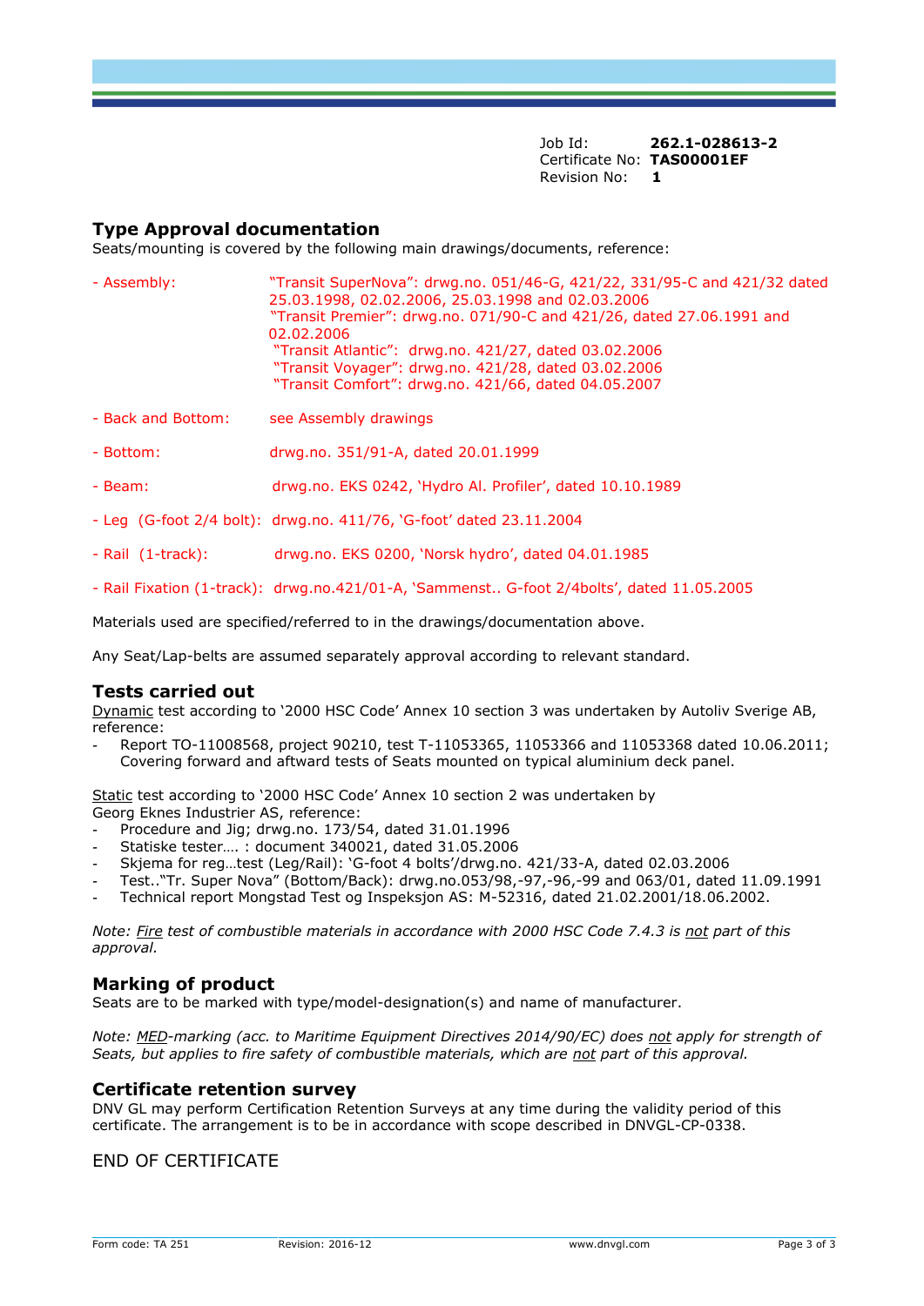Job Id: **262.1-028613-2**
Certificate No: **TAS00001EF**
Revision No: **1**

## Type Approval documentation

Seats/mounting is covered by the following main drawings/documents, reference:

| | |
|---|---|
| - Assembly: | "Transit SuperNova": drwg.no. 051/46-G, 421/22, 331/95-C and 421/32 dated 25.03.1998, 02.02.2006, 25.03.1998 and 02.03.2006<br>"Transit Premier": drwg.no. 071/90-C and 421/26, dated 27.06.1991 and 02.02.2006<br>"Transit Atlantic": drwg.no. 421/27, dated 03.02.2006<br>"Transit Voyager": drwg.no. 421/28, dated 03.02.2006<br>"Transit Comfort": drwg.no. 421/66, dated 04.05.2007 |
| - Back and Bottom: | see Assembly drawings |
| - Bottom: | drwg.no. 351/91-A, dated 20.01.1999 |
| - Beam: | drwg.no. EKS 0242, 'Hydro Al. Profiler', dated 10.10.1989 |
| - Leg (G-foot 2/4 bolt): | drwg.no. 411/76, 'G-foot' dated 23.11.2004 |
| - Rail (1-track): | drwg.no. EKS 0200, 'Norsk hydro', dated 04.01.1985 |
| - Rail Fixation (1-track): | drwg.no.421/01-A, 'Sammenst.. G-foot 2/4bolts', dated 11.05.2005 |

Materials used are specified/referred to in the drawings/documentation above.

Any Seat/Lap-belts are assumed separately approval according to relevant standard.

## Tests carried out

Dynamic test according to '2000 HSC Code' Annex 10 section 3 was undertaken by Autoliv Sverige AB, reference:

- Report TO-11008568, project 90210, test T-11053365, 11053366 and 11053368 dated 10.06.2011; Covering forward and aftward tests of Seats mounted on typical aluminium deck panel.

Static test according to '2000 HSC Code' Annex 10 section 2 was undertaken by Georg Eknes Industrier AS, reference:

- Procedure and Jig; drwg.no. 173/54, dated 31.01.1996
- Statiske tester…. : document 340021, dated 31.05.2006
- Skjema for reg…test (Leg/Rail): 'G-foot 4 bolts'/drwg.no. 421/33-A, dated 02.03.2006
- Test.."Tr. Super Nova" (Bottom/Back): drwg.no.053/98,-97,-96,-99 and 063/01, dated 11.09.1991
- Technical report Mongstad Test og Inspeksjon AS: M-52316, dated 21.02.2001/18.06.2002.

*Note: Fire test of combustible materials in accordance with 2000 HSC Code 7.4.3 is not part of this approval.*

## Marking of product

Seats are to be marked with type/model-designation(s) and name of manufacturer.

*Note: MED-marking (acc. to Maritime Equipment Directives 2014/90/EC) does not apply for strength of Seats, but applies to fire safety of combustible materials, which are not part of this approval.*

## Certificate retention survey

DNV GL may perform Certification Retention Surveys at any time during the validity period of this certificate. The arrangement is to be in accordance with scope described in DNVGL-CP-0338.

END OF CERTIFICATE